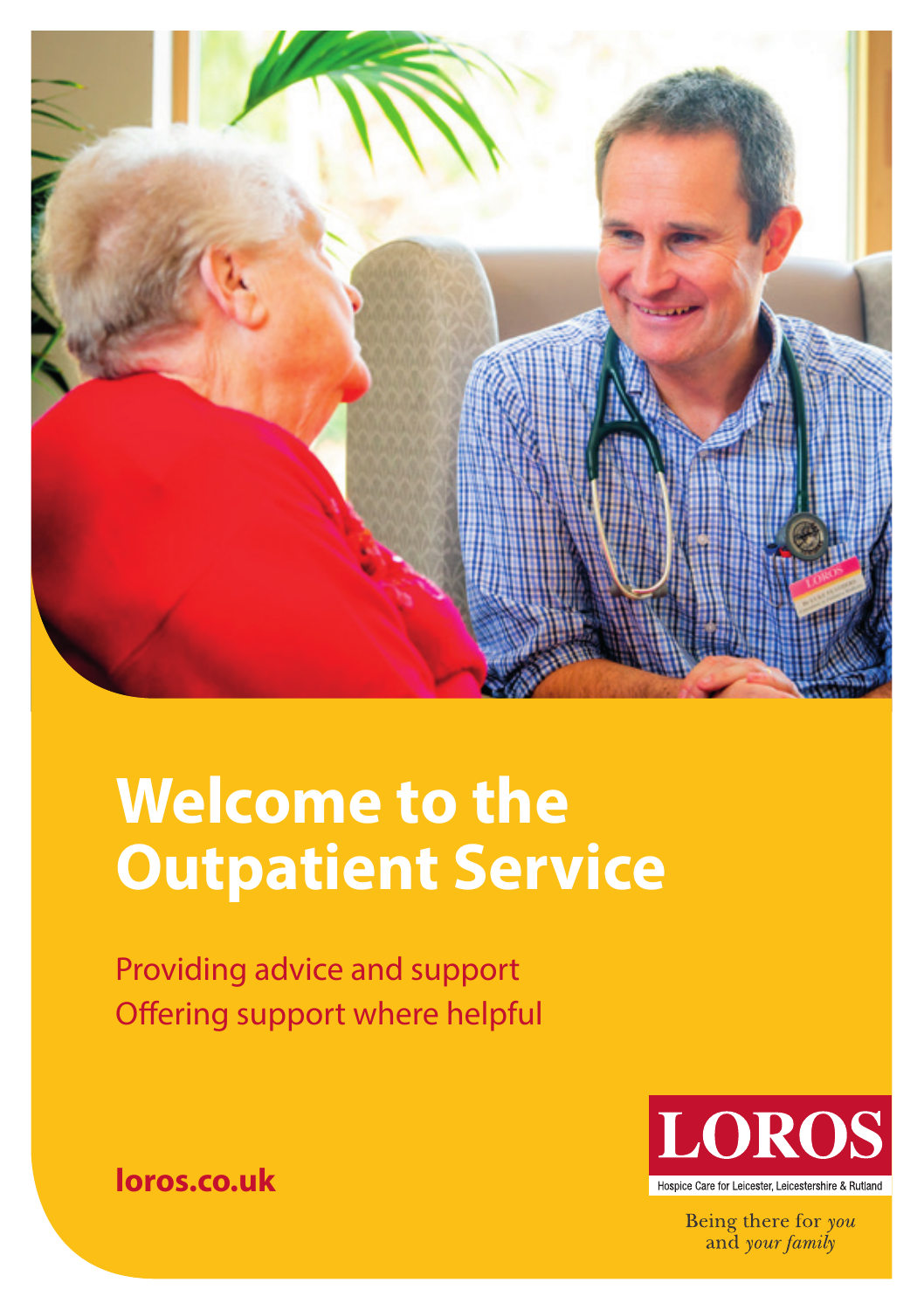# Welcome to the Outpatient Service

Providing advice and support
Offering support where helpful

**loros.co.uk**

LOROS
Hospice Care for Leicester, Leicestershire & Rutland

Being there for *you* and *your family*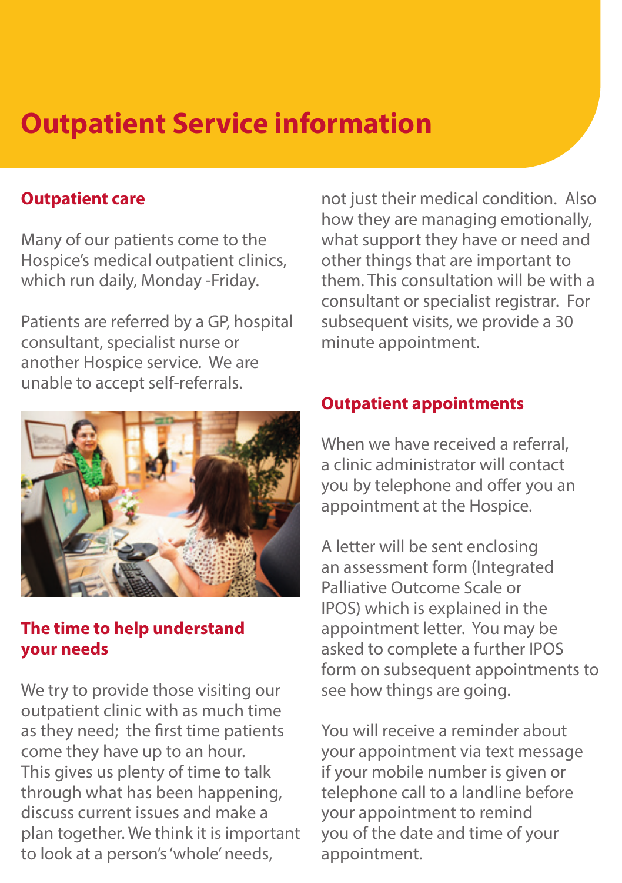# Outpatient Service information

## Outpatient care

Many of our patients come to the Hospice's medical outpatient clinics, which run daily, Monday -Friday.

Patients are referred by a GP, hospital consultant, specialist nurse or another Hospice service. We are unable to accept self-referrals.

## The time to help understand your needs

We try to provide those visiting our outpatient clinic with as much time as they need; the first time patients come they have up to an hour. This gives us plenty of time to talk through what has been happening, discuss current issues and make a plan together. We think it is important to look at a person's 'whole' needs, not just their medical condition. Also how they are managing emotionally, what support they have or need and other things that are important to them. This consultation will be with a consultant or specialist registrar. For subsequent visits, we provide a 30 minute appointment.

## Outpatient appointments

When we have received a referral, a clinic administrator will contact you by telephone and offer you an appointment at the Hospice.

A letter will be sent enclosing an assessment form (Integrated Palliative Outcome Scale or IPOS) which is explained in the appointment letter. You may be asked to complete a further IPOS form on subsequent appointments to see how things are going.

You will receive a reminder about your appointment via text message if your mobile number is given or telephone call to a landline before your appointment to remind you of the date and time of your appointment.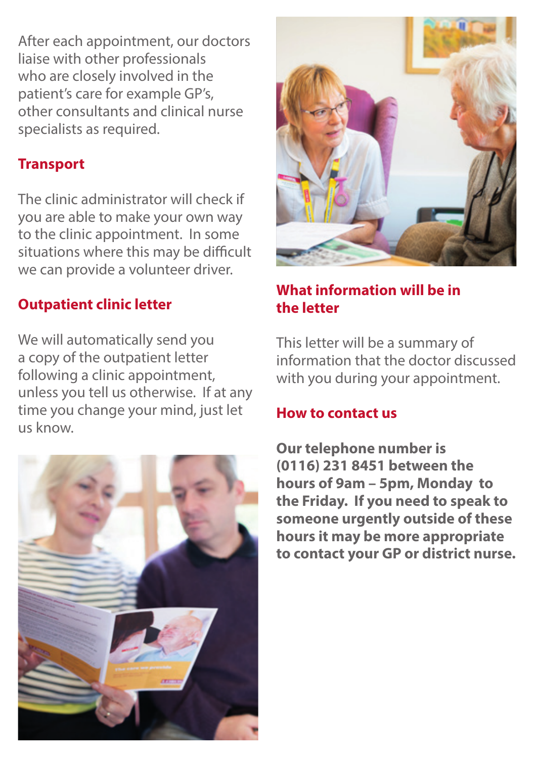After each appointment, our doctors liaise with other professionals who are closely involved in the patient's care for example GP's, other consultants and clinical nurse specialists as required.

## Transport

The clinic administrator will check if you are able to make your own way to the clinic appointment. In some situations where this may be difficult we can provide a volunteer driver.

## Outpatient clinic letter

We will automatically send you a copy of the outpatient letter following a clinic appointment, unless you tell us otherwise. If at any time you change your mind, just let us know.

## What information will be in the letter

This letter will be a summary of information that the doctor discussed with you during your appointment.

## How to contact us

**Our telephone number is (0116) 231 8451 between the hours of 9am – 5pm, Monday to the Friday. If you need to speak to someone urgently outside of these hours it may be more appropriate to contact your GP or district nurse.**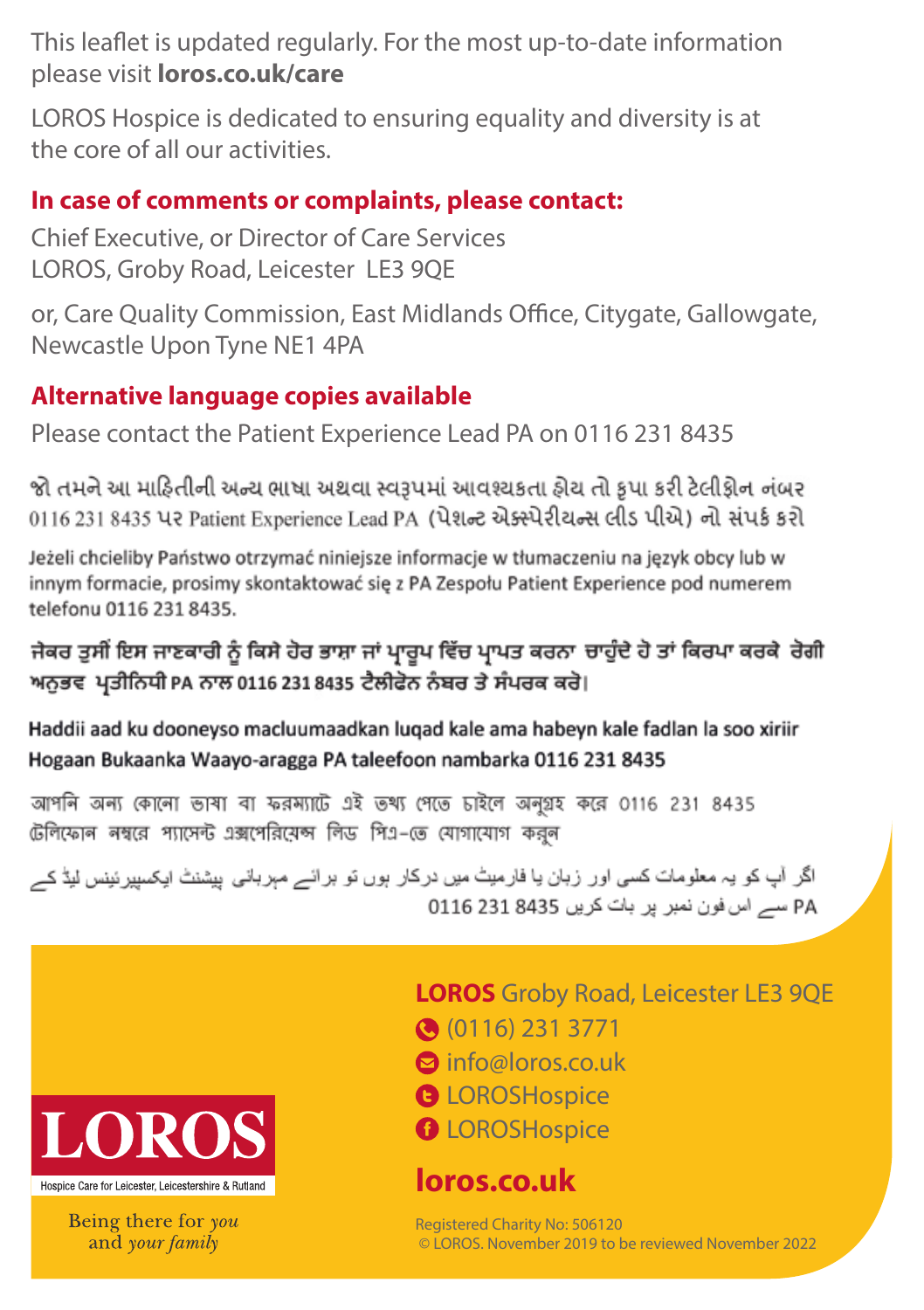This leaflet is updated regularly. For the most up-to-date information please visit **loros.co.uk/care**

LOROS Hospice is dedicated to ensuring equality and diversity is at the core of all our activities.

## In case of comments or complaints, please contact:

Chief Executive, or Director of Care Services
LOROS, Groby Road, Leicester LE3 9QE

or, Care Quality Commission, East Midlands Office, Citygate, Gallowgate, Newcastle Upon Tyne NE1 4PA

## Alternative language copies available

Please contact the Patient Experience Lead PA on 0116 231 8435

જો તમને આ માહિતીની અન્ય ભાષા અથવા સ્વરૂપમાં આવશ્યકતા હોય તો કૃપા કરી ટેલીફોન નંબર 0116 231 8435 પર Patient Experience Lead PA (પેશન્ટ એક્સ્પેરીયન્સ લીડ પીએ) નો સંપર્ક કરો

Jeżeli chcielibу Państwo otrzymać niniejsze informacje w tłumaczeniu na język obcy lub w innym formacie, prosimy skontaktować się z PA Zespołu Patient Experience pod numerem telefonu 0116 231 8435.

ਜੇਕਰ ਤੁਸੀਂ ਇਸ ਜਾਣਕਾਰੀ ਨੂੰ ਕਿਸੇ ਹੋਰ ਭਾਸ਼ਾ ਜਾਂ ਪ੍ਰਾਰੂਪ ਵਿੱਚ ਪ੍ਰਾਪਤ ਕਰਨਾ ਚਾਹੁੰਦੇ ਹੋ ਤਾਂ ਕਿਰਪਾ ਕਰਕੇ ਰੋਗੀ ਅਨੁਭਵ ਪ੍ਰਤੀਨਿਧੀ PA ਨਾਲ 0116 231 8435 ਟੈਲੀਫੋਨ ਨੰਬਰ ਤੇ ਸੰਪਰਕ ਕਰੋ।

Haddii aad ku dooneyso macluumaadkan luqad kale ama habeyn kale fadlan la soo xiriir Hogaan Bukaanka Waayo-aragga PA taleefoon nambarka 0116 231 8435

আপনি অন্য কোনো ভাষা বা ফরম্যাটে এই তথ্য পেতে চাইলে অনুগ্রহ করে 0116 231 8435 টেলিফোন নম্বরে প্যাসেন্ট এক্সপেরিয়েন্স লিড পিএ-তে যোগাযোগ করুন

اگر آپ کو یہ معلومات کسی اور زبان یا فارمیٹ میں درکار ہوں تو برائے مہربانی پیشنٹ ایکسپیرئینس لیڈ کے PA سے اس فون نمبر پر بات کریں 0116 231 8435

**LOROS** Groby Road, Leicester LE3 9QE
(0116) 231 3771
info@loros.co.uk
LOROSHospice
LOROSHospice

**loros.co.uk**

LOROS
Hospice Care for Leicester, Leicestershire & Rutland

Being there for *you* and *your family*

Registered Charity No: 506120
© LOROS. November 2019 to be reviewed November 2022